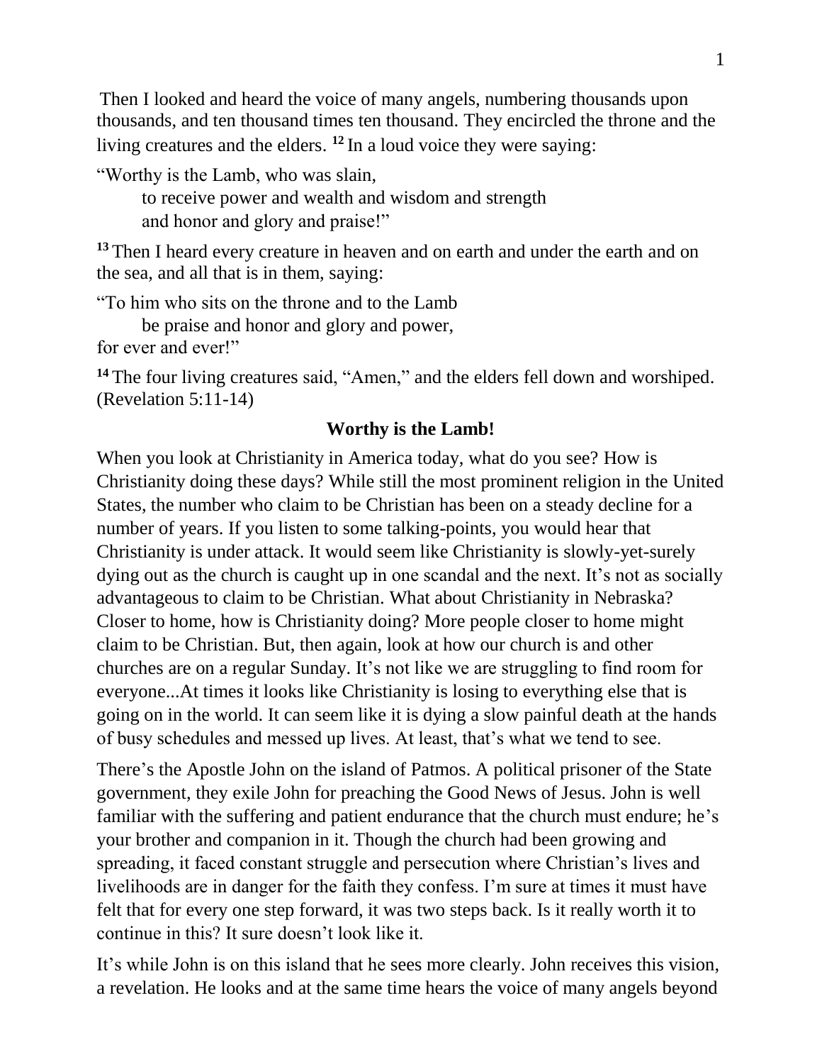Then I looked and heard the voice of many angels, numbering thousands upon thousands, and ten thousand times ten thousand. They encircled the throne and the living creatures and the elders. [12] In a loud voice they were saying:

"Worthy is the Lamb, who was slain,
  to receive power and wealth and wisdom and strength
  and honor and glory and praise!"

[13] Then I heard every creature in heaven and on earth and under the earth and on the sea, and all that is in them, saying:

"To him who sits on the throne and to the Lamb
  be praise and honor and glory and power,
for ever and ever!"

[14] The four living creatures said, "Amen," and the elders fell down and worshiped. (Revelation 5:11-14)

**Worthy is the Lamb!**

When you look at Christianity in America today, what do you see? How is Christianity doing these days? While still the most prominent religion in the United States, the number who claim to be Christian has been on a steady decline for a number of years. If you listen to some talking-points, you would hear that Christianity is under attack. It would seem like Christianity is slowly-yet-surely dying out as the church is caught up in one scandal and the next. It's not as socially advantageous to claim to be Christian. What about Christianity in Nebraska? Closer to home, how is Christianity doing? More people closer to home might claim to be Christian. But, then again, look at how our church is and other churches are on a regular Sunday. It's not like we are struggling to find room for everyone...At times it looks like Christianity is losing to everything else that is going on in the world. It can seem like it is dying a slow painful death at the hands of busy schedules and messed up lives. At least, that's what we tend to see.

There's the Apostle John on the island of Patmos. A political prisoner of the State government, they exile John for preaching the Good News of Jesus. John is well familiar with the suffering and patient endurance that the church must endure; he's your brother and companion in it. Though the church had been growing and spreading, it faced constant struggle and persecution where Christian's lives and livelihoods are in danger for the faith they confess. I'm sure at times it must have felt that for every one step forward, it was two steps back. Is it really worth it to continue in this? It sure doesn't look like it.

It's while John is on this island that he sees more clearly. John receives this vision, a revelation. He looks and at the same time hears the voice of many angels beyond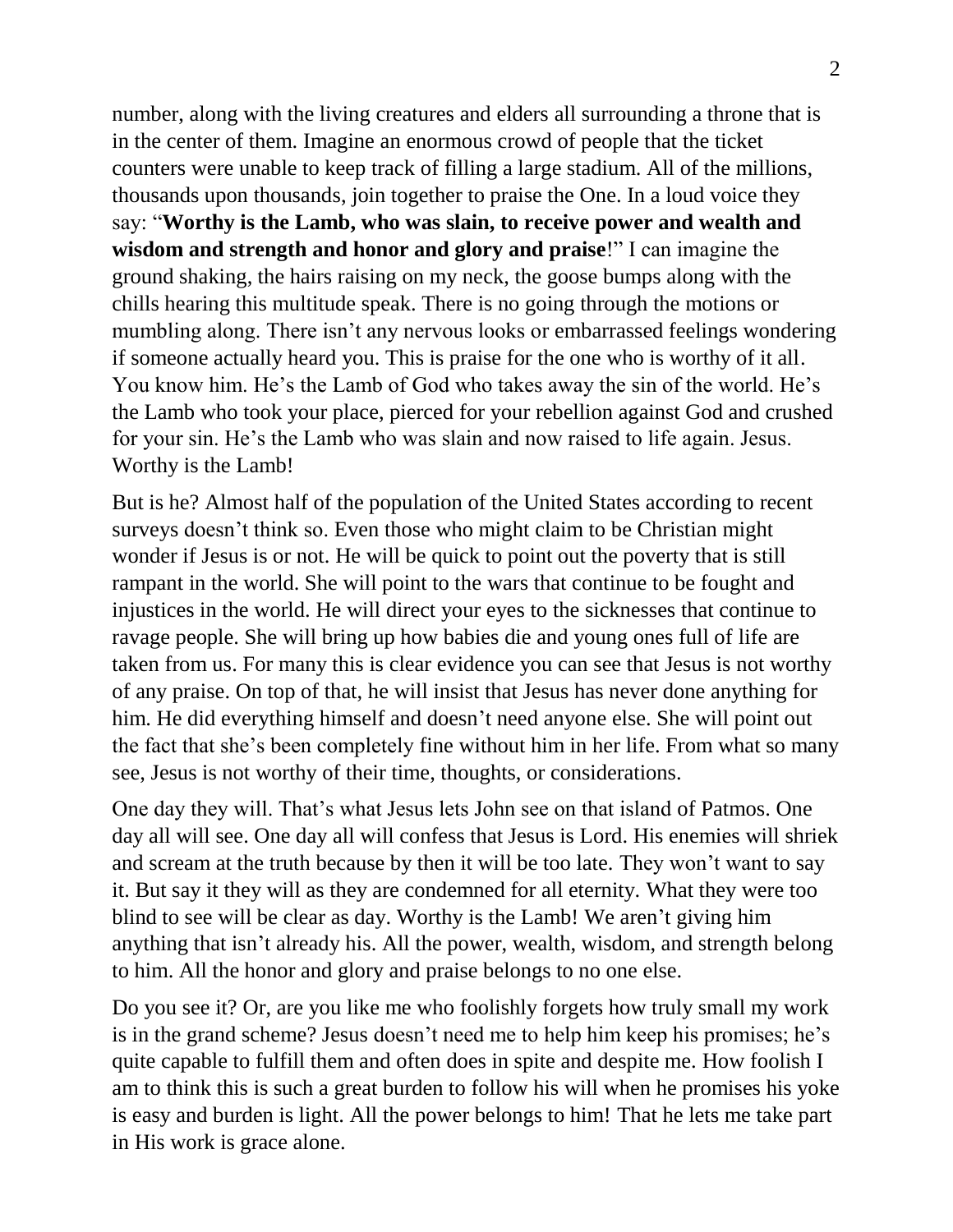number, along with the living creatures and elders all surrounding a throne that is in the center of them. Imagine an enormous crowd of people that the ticket counters were unable to keep track of filling a large stadium. All of the millions, thousands upon thousands, join together to praise the One. In a loud voice they say: "**Worthy is the Lamb, who was slain, to receive power and wealth and wisdom and strength and honor and glory and praise**!" I can imagine the ground shaking, the hairs raising on my neck, the goose bumps along with the chills hearing this multitude speak. There is no going through the motions or mumbling along. There isn't any nervous looks or embarrassed feelings wondering if someone actually heard you. This is praise for the one who is worthy of it all. You know him. He's the Lamb of God who takes away the sin of the world. He's the Lamb who took your place, pierced for your rebellion against God and crushed for your sin. He's the Lamb who was slain and now raised to life again. Jesus. Worthy is the Lamb!

But is he? Almost half of the population of the United States according to recent surveys doesn't think so. Even those who might claim to be Christian might wonder if Jesus is or not. He will be quick to point out the poverty that is still rampant in the world. She will point to the wars that continue to be fought and injustices in the world. He will direct your eyes to the sicknesses that continue to ravage people. She will bring up how babies die and young ones full of life are taken from us. For many this is clear evidence you can see that Jesus is not worthy of any praise. On top of that, he will insist that Jesus has never done anything for him. He did everything himself and doesn't need anyone else. She will point out the fact that she's been completely fine without him in her life. From what so many see, Jesus is not worthy of their time, thoughts, or considerations.

One day they will. That's what Jesus lets John see on that island of Patmos. One day all will see. One day all will confess that Jesus is Lord. His enemies will shriek and scream at the truth because by then it will be too late. They won't want to say it. But say it they will as they are condemned for all eternity. What they were too blind to see will be clear as day. Worthy is the Lamb! We aren't giving him anything that isn't already his. All the power, wealth, wisdom, and strength belong to him. All the honor and glory and praise belongs to no one else.

Do you see it? Or, are you like me who foolishly forgets how truly small my work is in the grand scheme? Jesus doesn't need me to help him keep his promises; he's quite capable to fulfill them and often does in spite and despite me. How foolish I am to think this is such a great burden to follow his will when he promises his yoke is easy and burden is light. All the power belongs to him! That he lets me take part in His work is grace alone.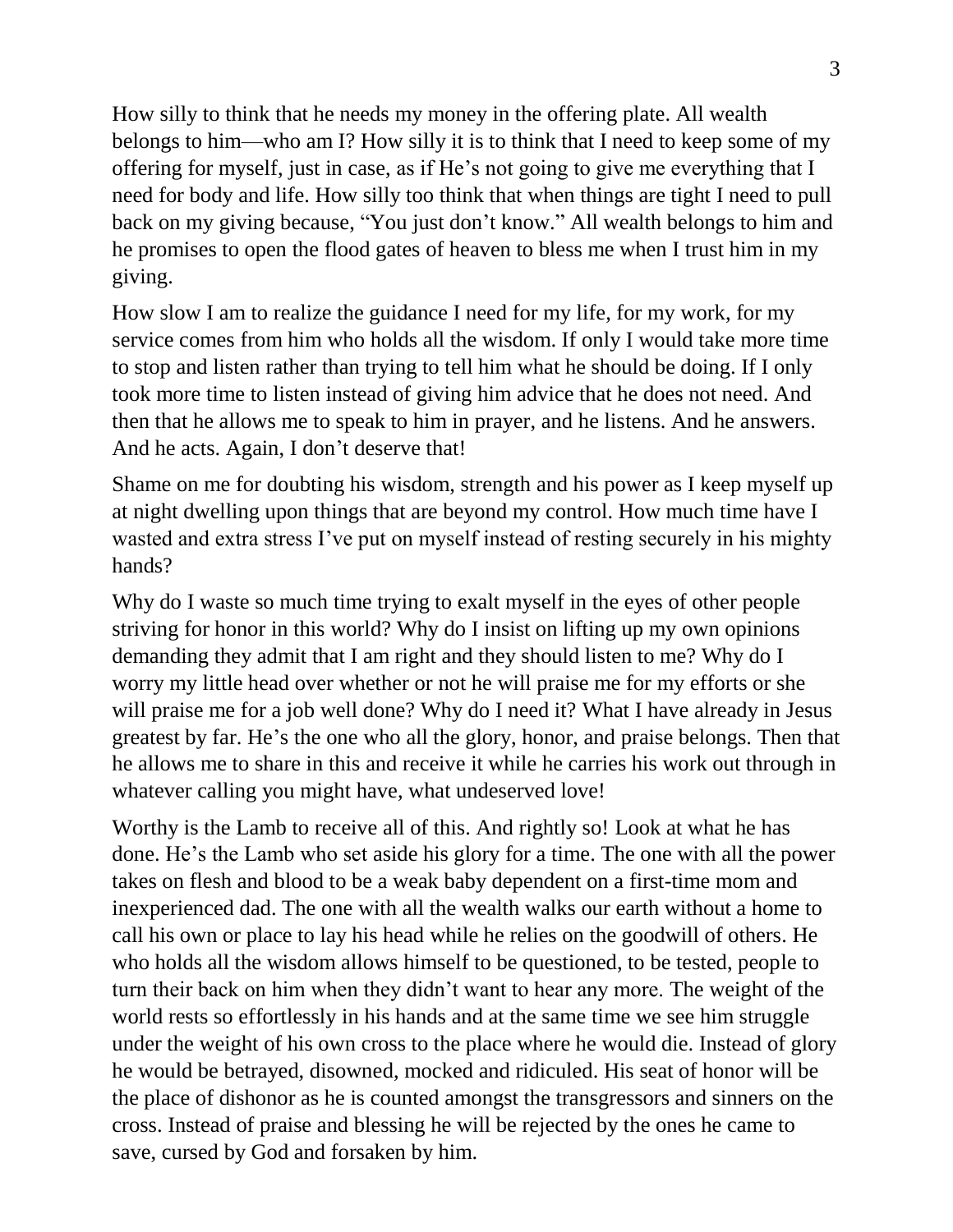How silly to think that he needs my money in the offering plate. All wealth belongs to him—who am I? How silly it is to think that I need to keep some of my offering for myself, just in case, as if He's not going to give me everything that I need for body and life. How silly too think that when things are tight I need to pull back on my giving because, "You just don't know." All wealth belongs to him and he promises to open the flood gates of heaven to bless me when I trust him in my giving.

How slow I am to realize the guidance I need for my life, for my work, for my service comes from him who holds all the wisdom. If only I would take more time to stop and listen rather than trying to tell him what he should be doing. If I only took more time to listen instead of giving him advice that he does not need. And then that he allows me to speak to him in prayer, and he listens. And he answers. And he acts. Again, I don't deserve that!

Shame on me for doubting his wisdom, strength and his power as I keep myself up at night dwelling upon things that are beyond my control. How much time have I wasted and extra stress I've put on myself instead of resting securely in his mighty hands?

Why do I waste so much time trying to exalt myself in the eyes of other people striving for honor in this world? Why do I insist on lifting up my own opinions demanding they admit that I am right and they should listen to me? Why do I worry my little head over whether or not he will praise me for my efforts or she will praise me for a job well done? Why do I need it? What I have already in Jesus greatest by far. He's the one who all the glory, honor, and praise belongs. Then that he allows me to share in this and receive it while he carries his work out through in whatever calling you might have, what undeserved love!

Worthy is the Lamb to receive all of this. And rightly so! Look at what he has done. He's the Lamb who set aside his glory for a time. The one with all the power takes on flesh and blood to be a weak baby dependent on a first-time mom and inexperienced dad. The one with all the wealth walks our earth without a home to call his own or place to lay his head while he relies on the goodwill of others. He who holds all the wisdom allows himself to be questioned, to be tested, people to turn their back on him when they didn't want to hear any more. The weight of the world rests so effortlessly in his hands and at the same time we see him struggle under the weight of his own cross to the place where he would die. Instead of glory he would be betrayed, disowned, mocked and ridiculed. His seat of honor will be the place of dishonor as he is counted amongst the transgressors and sinners on the cross. Instead of praise and blessing he will be rejected by the ones he came to save, cursed by God and forsaken by him.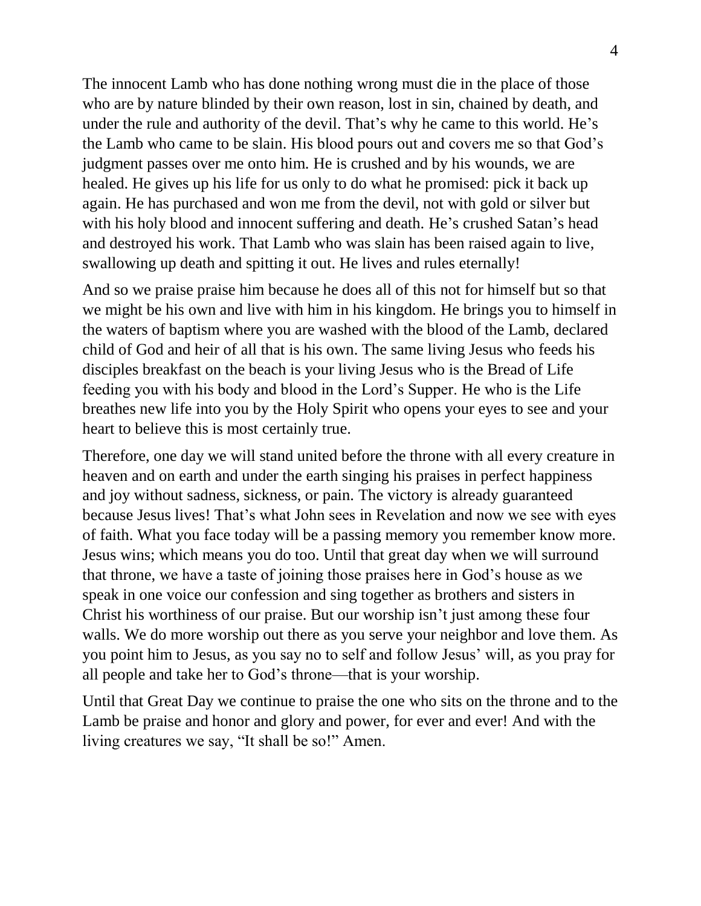The innocent Lamb who has done nothing wrong must die in the place of those who are by nature blinded by their own reason, lost in sin, chained by death, and under the rule and authority of the devil. That's why he came to this world. He's the Lamb who came to be slain. His blood pours out and covers me so that God's judgment passes over me onto him. He is crushed and by his wounds, we are healed. He gives up his life for us only to do what he promised: pick it back up again. He has purchased and won me from the devil, not with gold or silver but with his holy blood and innocent suffering and death. He's crushed Satan's head and destroyed his work. That Lamb who was slain has been raised again to live, swallowing up death and spitting it out. He lives and rules eternally!

And so we praise praise him because he does all of this not for himself but so that we might be his own and live with him in his kingdom. He brings you to himself in the waters of baptism where you are washed with the blood of the Lamb, declared child of God and heir of all that is his own. The same living Jesus who feeds his disciples breakfast on the beach is your living Jesus who is the Bread of Life feeding you with his body and blood in the Lord's Supper. He who is the Life breathes new life into you by the Holy Spirit who opens your eyes to see and your heart to believe this is most certainly true.

Therefore, one day we will stand united before the throne with all every creature in heaven and on earth and under the earth singing his praises in perfect happiness and joy without sadness, sickness, or pain. The victory is already guaranteed because Jesus lives! That's what John sees in Revelation and now we see with eyes of faith. What you face today will be a passing memory you remember know more. Jesus wins; which means you do too. Until that great day when we will surround that throne, we have a taste of joining those praises here in God's house as we speak in one voice our confession and sing together as brothers and sisters in Christ his worthiness of our praise. But our worship isn't just among these four walls. We do more worship out there as you serve your neighbor and love them. As you point him to Jesus, as you say no to self and follow Jesus' will, as you pray for all people and take her to God's throne—that is your worship.

Until that Great Day we continue to praise the one who sits on the throne and to the Lamb be praise and honor and glory and power, for ever and ever! And with the living creatures we say, "It shall be so!" Amen.